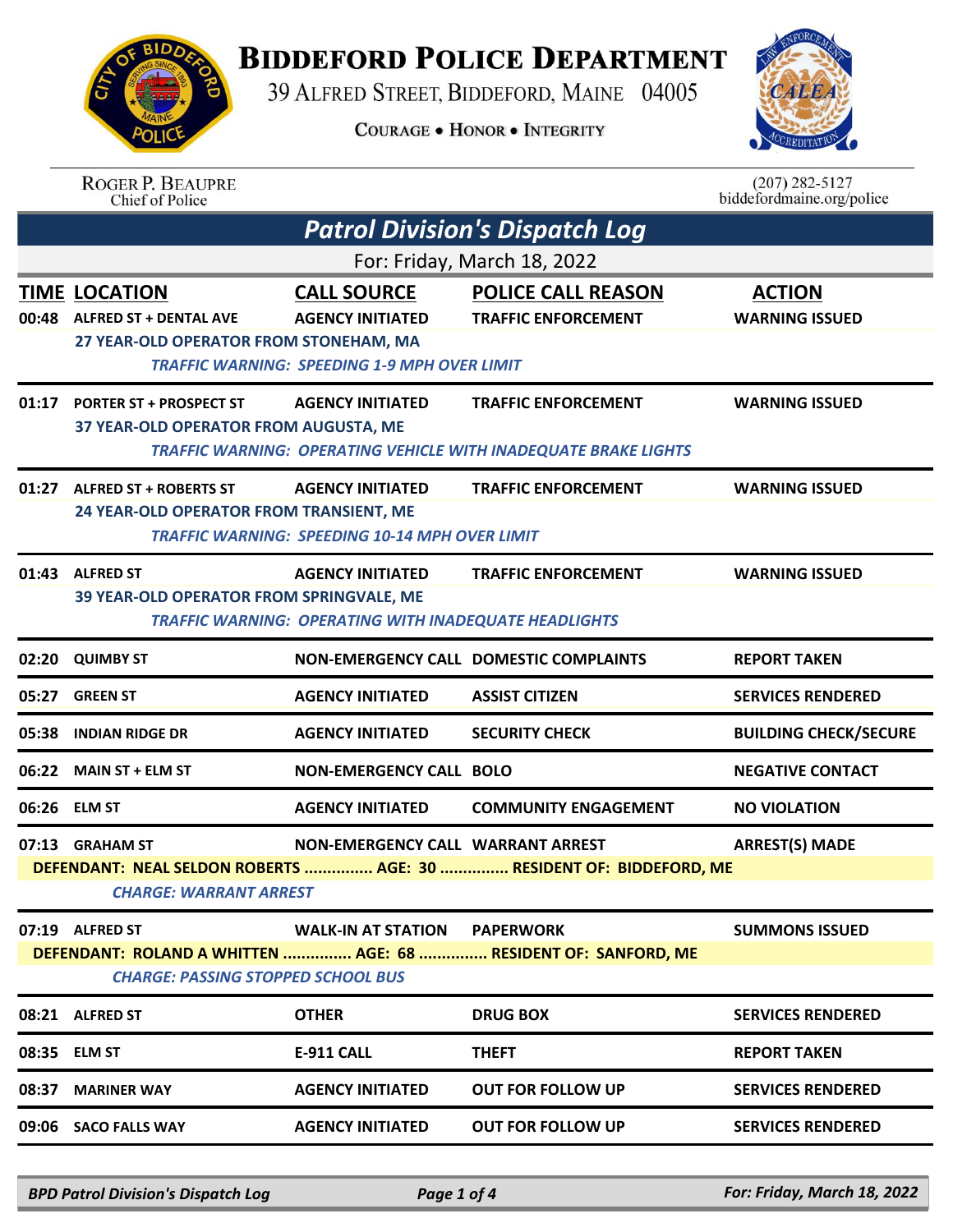# BIDDEFORD POLICE DEPARTMENT

39 ALFRED STREET, BIDDEFORD, MAINE 04005

COURAGE • HONOR • INTEGRITY

ROGER P. BEAUPRE
Chief of Police

(207) 282-5127
biddefordmaine.org/police

## Patrol Division's Dispatch Log

For: Friday, March 18, 2022

| TIME | LOCATION | CALL SOURCE | POLICE CALL REASON | ACTION |
|---|---|---|---|---|
| 00:48 | ALFRED ST + DENTAL AVE | AGENCY INITIATED | TRAFFIC ENFORCEMENT | WARNING ISSUED |
| | 27 YEAR-OLD OPERATOR FROM STONEHAM, MA | | | |
| | *TRAFFIC WARNING: SPEEDING 1-9 MPH OVER LIMIT* | | | |
| 01:17 | PORTER ST + PROSPECT ST | AGENCY INITIATED | TRAFFIC ENFORCEMENT | WARNING ISSUED |
| | 37 YEAR-OLD OPERATOR FROM AUGUSTA, ME | | | |
| | *TRAFFIC WARNING: OPERATING VEHICLE WITH INADEQUATE BRAKE LIGHTS* | | | |
| 01:27 | ALFRED ST + ROBERTS ST | AGENCY INITIATED | TRAFFIC ENFORCEMENT | WARNING ISSUED |
| | 24 YEAR-OLD OPERATOR FROM TRANSIENT, ME | | | |
| | *TRAFFIC WARNING: SPEEDING 10-14 MPH OVER LIMIT* | | | |
| 01:43 | ALFRED ST | AGENCY INITIATED | TRAFFIC ENFORCEMENT | WARNING ISSUED |
| | 39 YEAR-OLD OPERATOR FROM SPRINGVALE, ME | | | |
| | *TRAFFIC WARNING: OPERATING WITH INADEQUATE HEADLIGHTS* | | | |
| 02:20 | QUIMBY ST | NON-EMERGENCY CALL | DOMESTIC COMPLAINTS | REPORT TAKEN |
| 05:27 | GREEN ST | AGENCY INITIATED | ASSIST CITIZEN | SERVICES RENDERED |
| 05:38 | INDIAN RIDGE DR | AGENCY INITIATED | SECURITY CHECK | BUILDING CHECK/SECURE |
| 06:22 | MAIN ST + ELM ST | NON-EMERGENCY CALL | BOLO | NEGATIVE CONTACT |
| 06:26 | ELM ST | AGENCY INITIATED | COMMUNITY ENGAGEMENT | NO VIOLATION |
| 07:13 | GRAHAM ST | NON-EMERGENCY CALL | WARRANT ARREST | ARREST(S) MADE |
| | DEFENDANT: NEAL SELDON ROBERTS ............... AGE: 30 ............... RESIDENT OF: BIDDEFORD, ME | | | |
| | *CHARGE: WARRANT ARREST* | | | |
| 07:19 | ALFRED ST | WALK-IN AT STATION | PAPERWORK | SUMMONS ISSUED |
| | DEFENDANT: ROLAND A WHITTEN ............... AGE: 68 ............... RESIDENT OF: SANFORD, ME | | | |
| | *CHARGE: PASSING STOPPED SCHOOL BUS* | | | |
| 08:21 | ALFRED ST | OTHER | DRUG BOX | SERVICES RENDERED |
| 08:35 | ELM ST | E-911 CALL | THEFT | REPORT TAKEN |
| 08:37 | MARINER WAY | AGENCY INITIATED | OUT FOR FOLLOW UP | SERVICES RENDERED |
| 09:06 | SACO FALLS WAY | AGENCY INITIATED | OUT FOR FOLLOW UP | SERVICES RENDERED |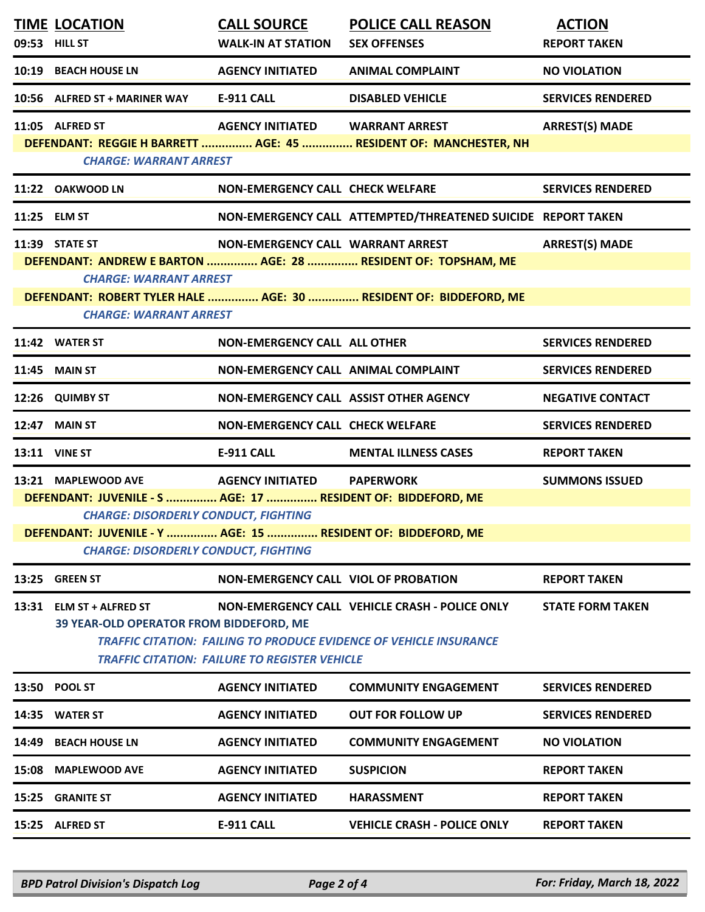| TIME | LOCATION | CALL SOURCE | POLICE CALL REASON | ACTION |
|---|---|---|---|---|
| 09:53 | HILL ST | WALK-IN AT STATION | SEX OFFENSES | REPORT TAKEN |
| 10:19 | BEACH HOUSE LN | AGENCY INITIATED | ANIMAL COMPLAINT | NO VIOLATION |
| 10:56 | ALFRED ST + MARINER WAY | E-911 CALL | DISABLED VEHICLE | SERVICES RENDERED |
| 11:05 | ALFRED ST | AGENCY INITIATED | WARRANT ARREST | ARREST(S) MADE |
| | **DEFENDANT: REGGIE H BARRETT ............... AGE: 45 ............... RESIDENT OF: MANCHESTER, NH** | | | |
| | *CHARGE: WARRANT ARREST* | | | |
| 11:22 | OAKWOOD LN | NON-EMERGENCY CALL | CHECK WELFARE | SERVICES RENDERED |
| 11:25 | ELM ST | NON-EMERGENCY CALL | ATTEMPTED/THREATENED SUICIDE | REPORT TAKEN |
| 11:39 | STATE ST | NON-EMERGENCY CALL | WARRANT ARREST | ARREST(S) MADE |
| | **DEFENDANT: ANDREW E BARTON ............... AGE: 28 ............... RESIDENT OF: TOPSHAM, ME** | | | |
| | *CHARGE: WARRANT ARREST* | | | |
| | **DEFENDANT: ROBERT TYLER HALE ............... AGE: 30 ............... RESIDENT OF: BIDDEFORD, ME** | | | |
| | *CHARGE: WARRANT ARREST* | | | |
| 11:42 | WATER ST | NON-EMERGENCY CALL | ALL OTHER | SERVICES RENDERED |
| 11:45 | MAIN ST | NON-EMERGENCY CALL | ANIMAL COMPLAINT | SERVICES RENDERED |
| 12:26 | QUIMBY ST | NON-EMERGENCY CALL | ASSIST OTHER AGENCY | NEGATIVE CONTACT |
| 12:47 | MAIN ST | NON-EMERGENCY CALL | CHECK WELFARE | SERVICES RENDERED |
| 13:11 | VINE ST | E-911 CALL | MENTAL ILLNESS CASES | REPORT TAKEN |
| 13:21 | MAPLEWOOD AVE | AGENCY INITIATED | PAPERWORK | SUMMONS ISSUED |
| | **DEFENDANT: JUVENILE - S ............... AGE: 17 ............... RESIDENT OF: BIDDEFORD, ME** | | | |
| | *CHARGE: DISORDERLY CONDUCT, FIGHTING* | | | |
| | **DEFENDANT: JUVENILE - Y ............... AGE: 15 ............... RESIDENT OF: BIDDEFORD, ME** | | | |
| | *CHARGE: DISORDERLY CONDUCT, FIGHTING* | | | |
| 13:25 | GREEN ST | NON-EMERGENCY CALL | VIOL OF PROBATION | REPORT TAKEN |
| 13:31 | ELM ST + ALFRED ST | NON-EMERGENCY CALL | VEHICLE CRASH - POLICE ONLY | STATE FORM TAKEN |
| | **39 YEAR-OLD OPERATOR FROM BIDDEFORD, ME** | | | |
| | *TRAFFIC CITATION: FAILING TO PRODUCE EVIDENCE OF VEHICLE INSURANCE* | | | |
| | *TRAFFIC CITATION: FAILURE TO REGISTER VEHICLE* | | | |
| 13:50 | POOL ST | AGENCY INITIATED | COMMUNITY ENGAGEMENT | SERVICES RENDERED |
| 14:35 | WATER ST | AGENCY INITIATED | OUT FOR FOLLOW UP | SERVICES RENDERED |
| 14:49 | BEACH HOUSE LN | AGENCY INITIATED | COMMUNITY ENGAGEMENT | NO VIOLATION |
| 15:08 | MAPLEWOOD AVE | AGENCY INITIATED | SUSPICION | REPORT TAKEN |
| 15:25 | GRANITE ST | AGENCY INITIATED | HARASSMENT | REPORT TAKEN |
| 15:25 | ALFRED ST | E-911 CALL | VEHICLE CRASH - POLICE ONLY | REPORT TAKEN |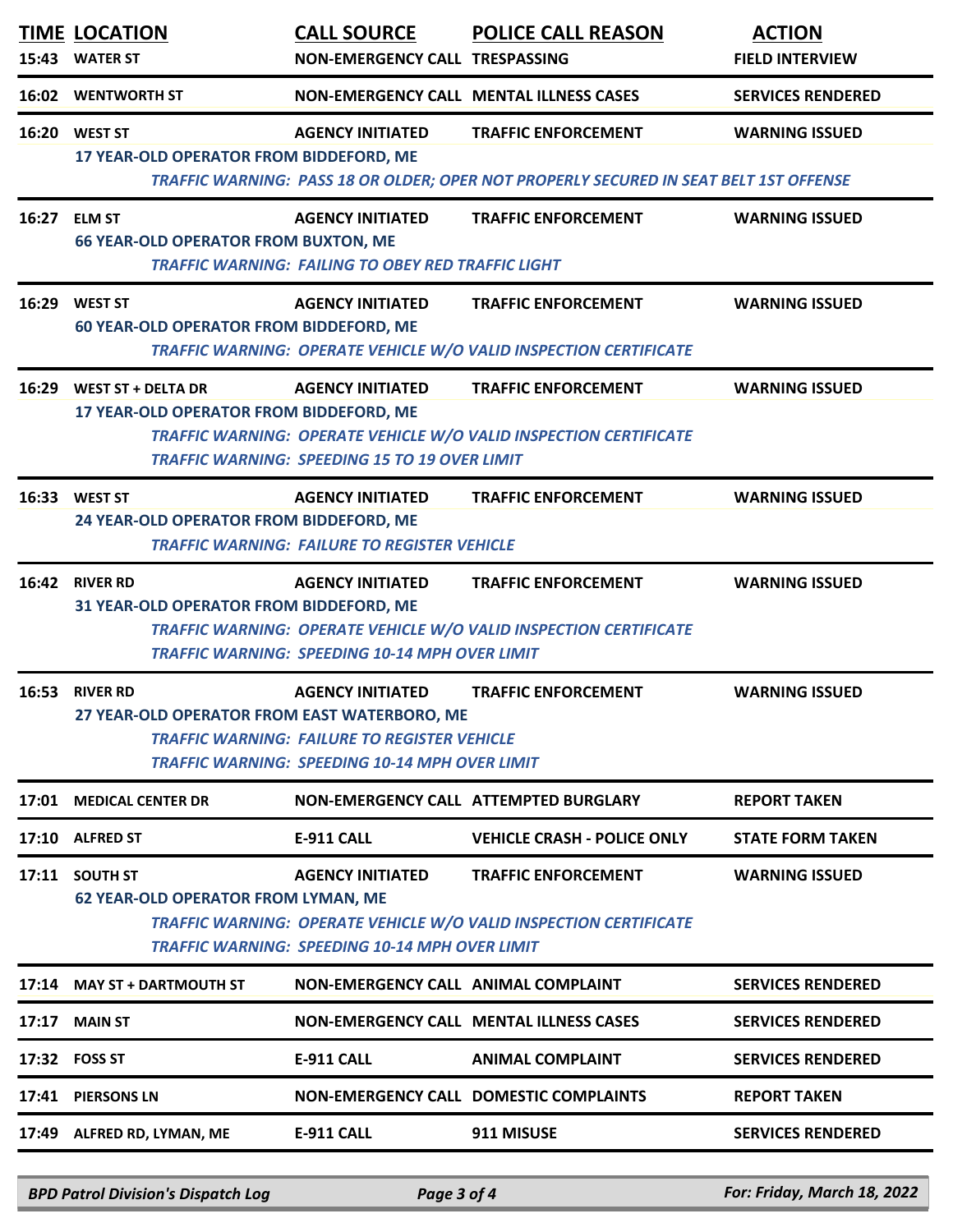| TIME | LOCATION | CALL SOURCE | POLICE CALL REASON | ACTION |
|---|---|---|---|---|
| 15:43 | WATER ST | NON-EMERGENCY CALL | TRESPASSING | FIELD INTERVIEW |
| 16:02 | WENTWORTH ST | NON-EMERGENCY CALL | MENTAL ILLNESS CASES | SERVICES RENDERED |
| 16:20 | WEST ST | AGENCY INITIATED | TRAFFIC ENFORCEMENT | WARNING ISSUED |
| | 17 YEAR-OLD OPERATOR FROM BIDDEFORD, ME | | | |
| | | | *TRAFFIC WARNING: PASS 18 OR OLDER; OPER NOT PROPERLY SECURED IN SEAT BELT 1ST OFFENSE* | |
| 16:27 | ELM ST | AGENCY INITIATED | TRAFFIC ENFORCEMENT | WARNING ISSUED |
| | 66 YEAR-OLD OPERATOR FROM BUXTON, ME | | | |
| | | *TRAFFIC WARNING: FAILING TO OBEY RED TRAFFIC LIGHT* | | |
| 16:29 | WEST ST | AGENCY INITIATED | TRAFFIC ENFORCEMENT | WARNING ISSUED |
| | 60 YEAR-OLD OPERATOR FROM BIDDEFORD, ME | | | |
| | | *TRAFFIC WARNING: OPERATE VEHICLE W/O VALID INSPECTION CERTIFICATE* | | |
| 16:29 | WEST ST + DELTA DR | AGENCY INITIATED | TRAFFIC ENFORCEMENT | WARNING ISSUED |
| | 17 YEAR-OLD OPERATOR FROM BIDDEFORD, ME | | | |
| | | *TRAFFIC WARNING: OPERATE VEHICLE W/O VALID INSPECTION CERTIFICATE* | | |
| | | *TRAFFIC WARNING: SPEEDING 15 TO 19 OVER LIMIT* | | |
| 16:33 | WEST ST | AGENCY INITIATED | TRAFFIC ENFORCEMENT | WARNING ISSUED |
| | 24 YEAR-OLD OPERATOR FROM BIDDEFORD, ME | | | |
| | | *TRAFFIC WARNING: FAILURE TO REGISTER VEHICLE* | | |
| 16:42 | RIVER RD | AGENCY INITIATED | TRAFFIC ENFORCEMENT | WARNING ISSUED |
| | 31 YEAR-OLD OPERATOR FROM BIDDEFORD, ME | | | |
| | | *TRAFFIC WARNING: OPERATE VEHICLE W/O VALID INSPECTION CERTIFICATE* | | |
| | | *TRAFFIC WARNING: SPEEDING 10-14 MPH OVER LIMIT* | | |
| 16:53 | RIVER RD | AGENCY INITIATED | TRAFFIC ENFORCEMENT | WARNING ISSUED |
| | 27 YEAR-OLD OPERATOR FROM EAST WATERBORO, ME | | | |
| | | *TRAFFIC WARNING: FAILURE TO REGISTER VEHICLE* | | |
| | | *TRAFFIC WARNING: SPEEDING 10-14 MPH OVER LIMIT* | | |
| 17:01 | MEDICAL CENTER DR | NON-EMERGENCY CALL | ATTEMPTED BURGLARY | REPORT TAKEN |
| 17:10 | ALFRED ST | E-911 CALL | VEHICLE CRASH - POLICE ONLY | STATE FORM TAKEN |
| 17:11 | SOUTH ST | AGENCY INITIATED | TRAFFIC ENFORCEMENT | WARNING ISSUED |
| | 62 YEAR-OLD OPERATOR FROM LYMAN, ME | | | |
| | | *TRAFFIC WARNING: OPERATE VEHICLE W/O VALID INSPECTION CERTIFICATE* | | |
| | | *TRAFFIC WARNING: SPEEDING 10-14 MPH OVER LIMIT* | | |
| 17:14 | MAY ST + DARTMOUTH ST | NON-EMERGENCY CALL | ANIMAL COMPLAINT | SERVICES RENDERED |
| 17:17 | MAIN ST | NON-EMERGENCY CALL | MENTAL ILLNESS CASES | SERVICES RENDERED |
| 17:32 | FOSS ST | E-911 CALL | ANIMAL COMPLAINT | SERVICES RENDERED |
| 17:41 | PIERSONS LN | NON-EMERGENCY CALL | DOMESTIC COMPLAINTS | REPORT TAKEN |
| 17:49 | ALFRED RD, LYMAN, ME | E-911 CALL | 911 MISUSE | SERVICES RENDERED |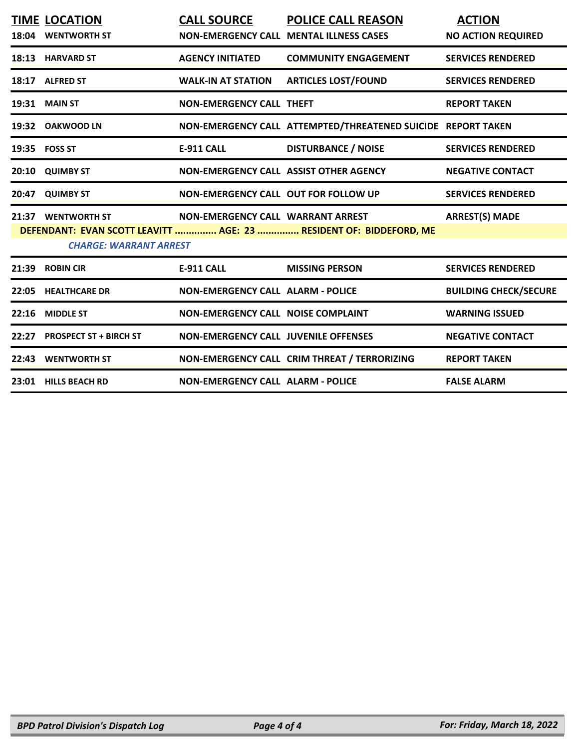| TIME | LOCATION | CALL SOURCE | POLICE CALL REASON | ACTION |
|---|---|---|---|---|
| 18:04 | WENTWORTH ST | NON-EMERGENCY CALL | MENTAL ILLNESS CASES | NO ACTION REQUIRED |
| 18:13 | HARVARD ST | AGENCY INITIATED | COMMUNITY ENGAGEMENT | SERVICES RENDERED |
| 18:17 | ALFRED ST | WALK-IN AT STATION | ARTICLES LOST/FOUND | SERVICES RENDERED |
| 19:31 | MAIN ST | NON-EMERGENCY CALL | THEFT | REPORT TAKEN |
| 19:32 | OAKWOOD LN | NON-EMERGENCY CALL | ATTEMPTED/THREATENED SUICIDE | REPORT TAKEN |
| 19:35 | FOSS ST | E-911 CALL | DISTURBANCE / NOISE | SERVICES RENDERED |
| 20:10 | QUIMBY ST | NON-EMERGENCY CALL | ASSIST OTHER AGENCY | NEGATIVE CONTACT |
| 20:47 | QUIMBY ST | NON-EMERGENCY CALL | OUT FOR FOLLOW UP | SERVICES RENDERED |
| 21:37 | WENTWORTH ST | NON-EMERGENCY CALL | WARRANT ARREST | ARREST(S) MADE |
| | DEFENDANT: EVAN SCOTT LEAVITT ............... AGE: 23 ............... RESIDENT OF: BIDDEFORD, ME | | | |
| | *CHARGE: WARRANT ARREST* | | | |
| 21:39 | ROBIN CIR | E-911 CALL | MISSING PERSON | SERVICES RENDERED |
| 22:05 | HEALTHCARE DR | NON-EMERGENCY CALL | ALARM - POLICE | BUILDING CHECK/SECURE |
| 22:16 | MIDDLE ST | NON-EMERGENCY CALL | NOISE COMPLAINT | WARNING ISSUED |
| 22:27 | PROSPECT ST + BIRCH ST | NON-EMERGENCY CALL | JUVENILE OFFENSES | NEGATIVE CONTACT |
| 22:43 | WENTWORTH ST | NON-EMERGENCY CALL | CRIM THREAT / TERRORIZING | REPORT TAKEN |
| 23:01 | HILLS BEACH RD | NON-EMERGENCY CALL | ALARM - POLICE | FALSE ALARM |